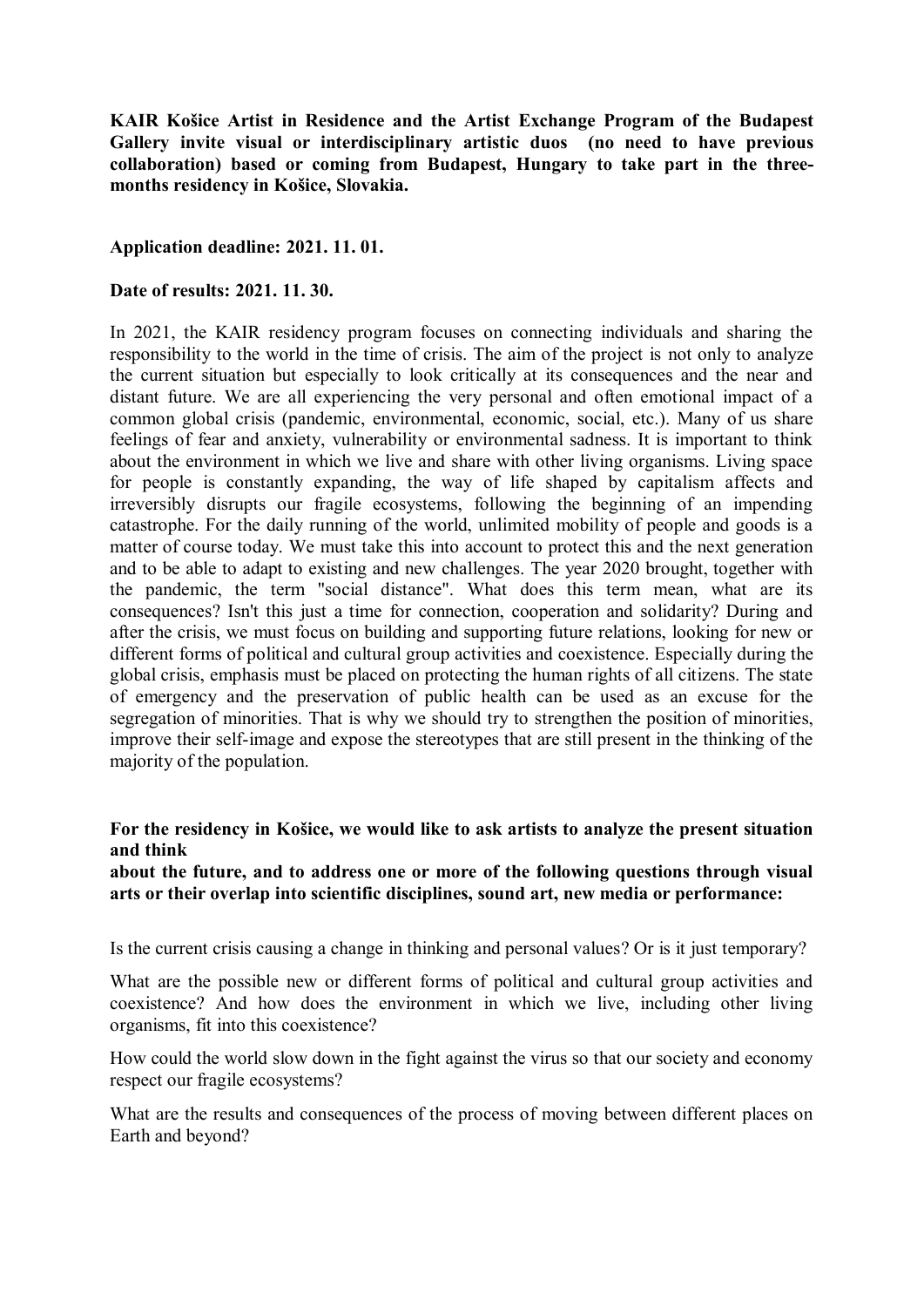**KAIR Košice Artist in Residence and the Artist Exchange Program of the Budapest Gallery invite visual or interdisciplinary artistic duos (no need to have previous collaboration) based or coming from Budapest, Hungary to take part in the three-months residency in Košice, Slovakia.**

**Application deadline: 2021. 11. 01.**

**Date of results: 2021. 11. 30.**

In 2021, the KAIR residency program focuses on connecting individuals and sharing the responsibility to the world in the time of crisis. The aim of the project is not only to analyze the current situation but especially to look critically at its consequences and the near and distant future. We are all experiencing the very personal and often emotional impact of a common global crisis (pandemic, environmental, economic, social, etc.). Many of us share feelings of fear and anxiety, vulnerability or environmental sadness. It is important to think about the environment in which we live and share with other living organisms. Living space for people is constantly expanding, the way of life shaped by capitalism affects and irreversibly disrupts our fragile ecosystems, following the beginning of an impending catastrophe. For the daily running of the world, unlimited mobility of people and goods is a matter of course today. We must take this into account to protect this and the next generation and to be able to adapt to existing and new challenges. The year 2020 brought, together with the pandemic, the term "social distance". What does this term mean, what are its consequences? Isn't this just a time for connection, cooperation and solidarity? During and after the crisis, we must focus on building and supporting future relations, looking for new or different forms of political and cultural group activities and coexistence. Especially during the global crisis, emphasis must be placed on protecting the human rights of all citizens. The state of emergency and the preservation of public health can be used as an excuse for the segregation of minorities. That is why we should try to strengthen the position of minorities, improve their self-image and expose the stereotypes that are still present in the thinking of the majority of the population.

**For the residency in Košice, we would like to ask artists to analyze the present situation and think about the future, and to address one or more of the following questions through visual arts or their overlap into scientific disciplines, sound art, new media or performance:**

Is the current crisis causing a change in thinking and personal values? Or is it just temporary?

What are the possible new or different forms of political and cultural group activities and coexistence? And how does the environment in which we live, including other living organisms, fit into this coexistence?

How could the world slow down in the fight against the virus so that our society and economy respect our fragile ecosystems?

What are the results and consequences of the process of moving between different places on Earth and beyond?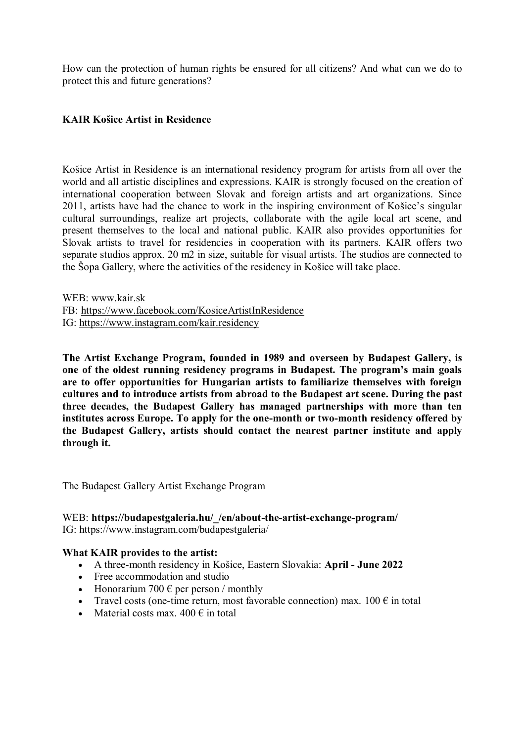How can the protection of human rights be ensured for all citizens? And what can we do to protect this and future generations?

**KAIR Košice Artist in Residence**

Košice Artist in Residence is an international residency program for artists from all over the world and all artistic disciplines and expressions. KAIR is strongly focused on the creation of international cooperation between Slovak and foreign artists and art organizations. Since 2011, artists have had the chance to work in the inspiring environment of Košice's singular cultural surroundings, realize art projects, collaborate with the agile local art scene, and present themselves to the local and national public. KAIR also provides opportunities for Slovak artists to travel for residencies in cooperation with its partners. KAIR offers two separate studios approx. 20 m2 in size, suitable for visual artists. The studios are connected to the Šopa Gallery, where the activities of the residency in Košice will take place.

WEB: www.kair.sk
FB: https://www.facebook.com/KosiceArtistInResidence
IG: https://www.instagram.com/kair.residency

**The Artist Exchange Program, founded in 1989 and overseen by Budapest Gallery, is one of the oldest running residency programs in Budapest. The program's main goals are to offer opportunities for Hungarian artists to familiarize themselves with foreign cultures and to introduce artists from abroad to the Budapest art scene. During the past three decades, the Budapest Gallery has managed partnerships with more than ten institutes across Europe. To apply for the one-month or two-month residency offered by the Budapest Gallery, artists should contact the nearest partner institute and apply through it.**

The Budapest Gallery Artist Exchange Program

WEB: **https://budapestgaleria.hu/_/en/about-the-artist-exchange-program/**
IG: https://www.instagram.com/budapestgaleria/

**What KAIR provides to the artist:**

- A three-month residency in Košice, Eastern Slovakia: **April - June 2022**
- Free accommodation and studio
- Honorarium 700 € per person / monthly
- Travel costs (one-time return, most favorable connection) max. 100 € in total
- Material costs max. 400 € in total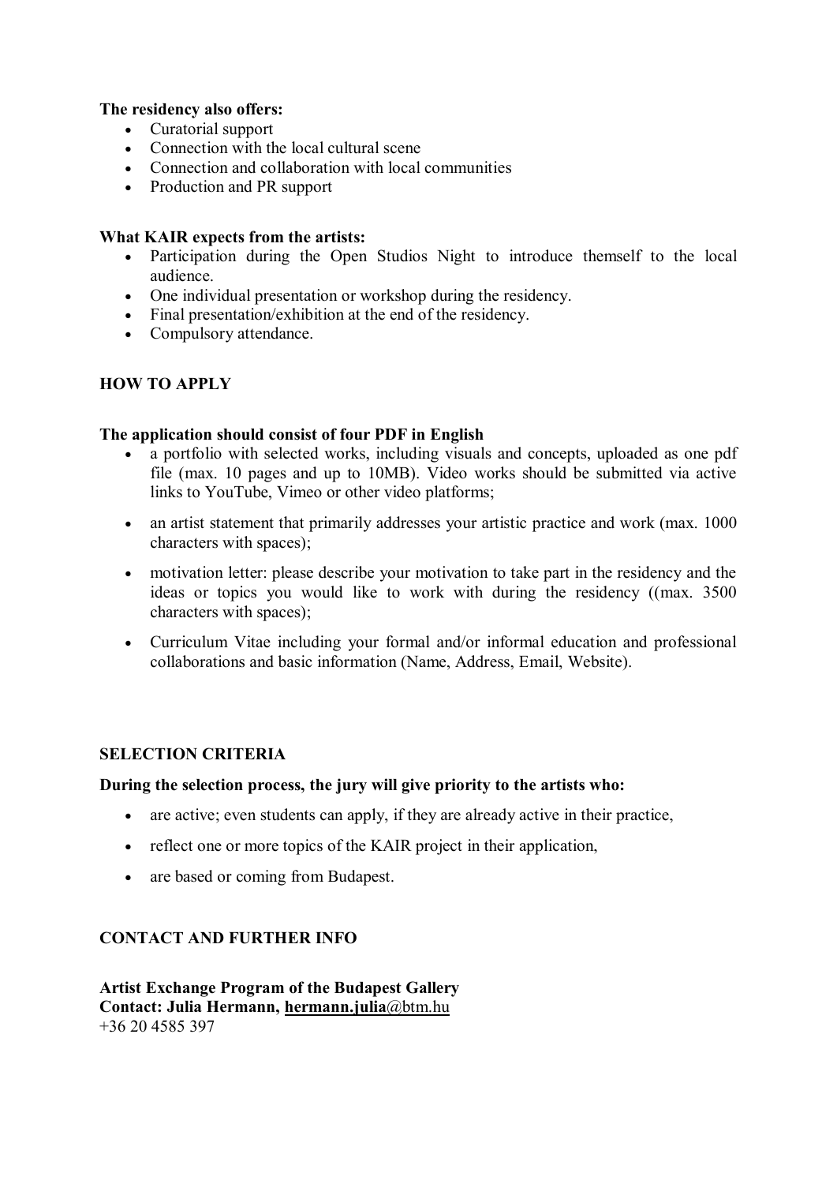**The residency also offers:**

- Curatorial support
- Connection with the local cultural scene
- Connection and collaboration with local communities
- Production and PR support

**What KAIR expects from the artists:**

- Participation during the Open Studios Night to introduce themself to the local audience.
- One individual presentation or workshop during the residency.
- Final presentation/exhibition at the end of the residency.
- Compulsory attendance.

## HOW TO APPLY

**The application should consist of four PDF in English**

- a portfolio with selected works, including visuals and concepts, uploaded as one pdf file (max. 10 pages and up to 10MB). Video works should be submitted via active links to YouTube, Vimeo or other video platforms;
- an artist statement that primarily addresses your artistic practice and work (max. 1000 characters with spaces);
- motivation letter: please describe your motivation to take part in the residency and the ideas or topics you would like to work with during the residency ((max. 3500 characters with spaces);
- Curriculum Vitae including your formal and/or informal education and professional collaborations and basic information (Name, Address, Email, Website).

## SELECTION CRITERIA

**During the selection process, the jury will give priority to the artists who:**

- are active; even students can apply, if they are already active in their practice,
- reflect one or more topics of the KAIR project in their application,
- are based or coming from Budapest.

## CONTACT AND FURTHER INFO

**Artist Exchange Program of the Budapest Gallery**
**Contact: Julia Hermann, hermann.julia**@btm.hu
+36 20 4585 397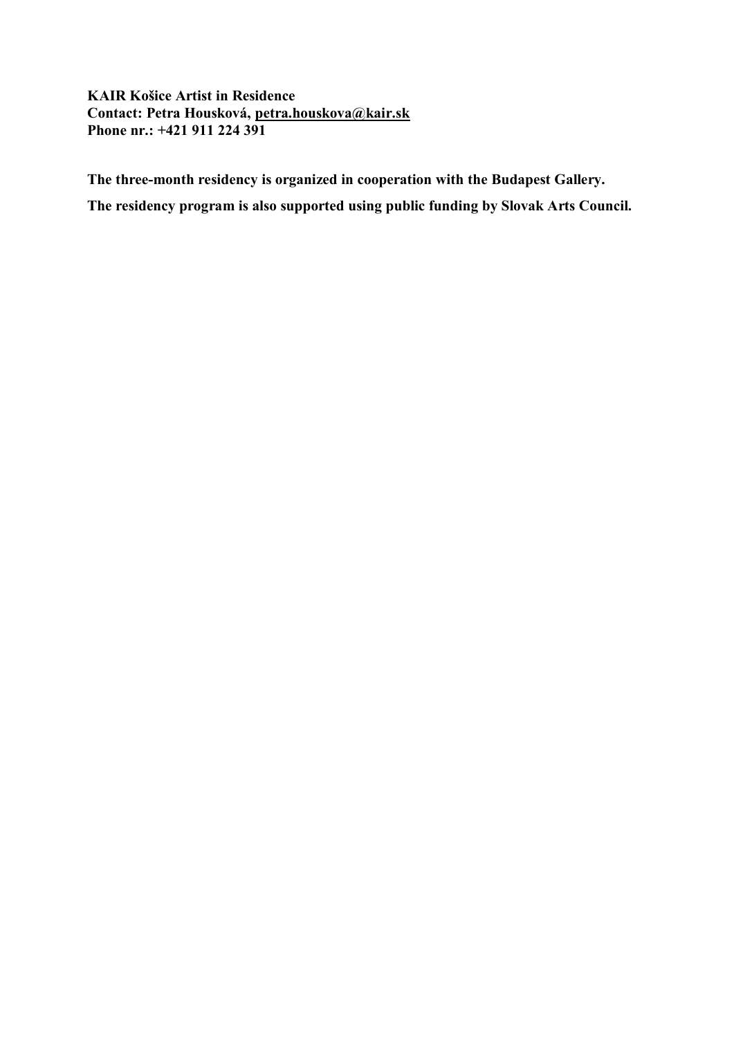**KAIR Košice Artist in Residence**
**Contact: Petra Housková, petra.houskova@kair.sk**
**Phone nr.: +421 911 224 391**

**The three-month residency is organized in cooperation with the Budapest Gallery.**

**The residency program is also supported using public funding by Slovak Arts Council.**